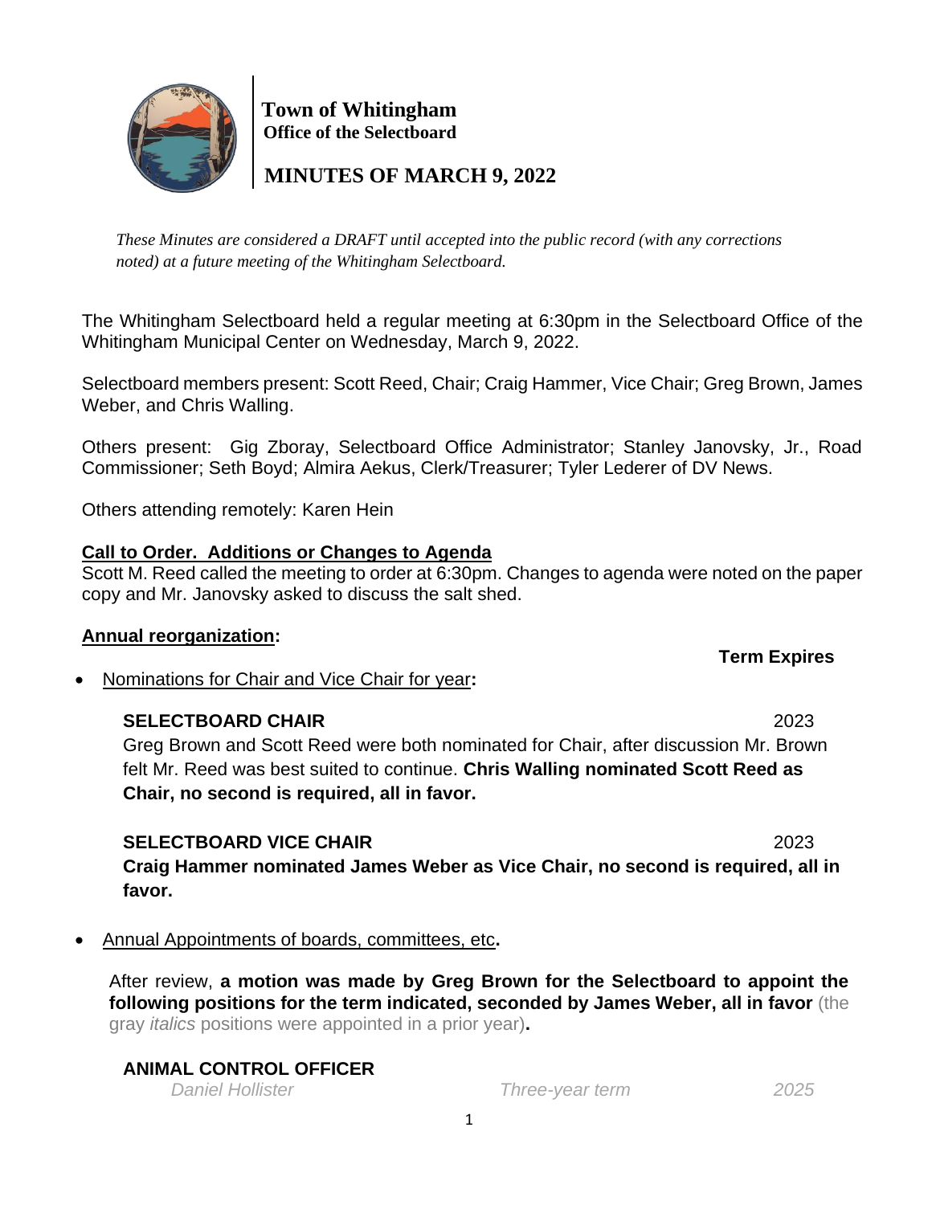# Town of Whitingham

**Office of the Selectboard**

## MINUTES OF MARCH 9, 2022

*These Minutes are considered a DRAFT until accepted into the public record (with any corrections noted) at a future meeting of the Whitingham Selectboard.*

The Whitingham Selectboard held a regular meeting at 6:30pm in the Selectboard Office of the Whitingham Municipal Center on Wednesday, March 9, 2022.

Selectboard members present: Scott Reed, Chair; Craig Hammer, Vice Chair; Greg Brown, James Weber, and Chris Walling.

Others present: Gig Zboray, Selectboard Office Administrator; Stanley Janovsky, Jr., Road Commissioner; Seth Boyd; Almira Aekus, Clerk/Treasurer; Tyler Lederer of DV News.

Others attending remotely: Karen Hein

**Call to Order. Additions or Changes to Agenda**

Scott M. Reed called the meeting to order at 6:30pm. Changes to agenda were noted on the paper copy and Mr. Janovsky asked to discuss the salt shed.

**Annual reorganization:**

**Term Expires**

- Nominations for Chair and Vice Chair for year**:**

  **SELECTBOARD CHAIR** 2023

  Greg Brown and Scott Reed were both nominated for Chair, after discussion Mr. Brown felt Mr. Reed was best suited to continue. **Chris Walling nominated Scott Reed as Chair, no second is required, all in favor.**

  **SELECTBOARD VICE CHAIR** 2023

  **Craig Hammer nominated James Weber as Vice Chair, no second is required, all in favor.**

- Annual Appointments of boards, committees, etc**.**

  After review, **a motion was made by Greg Brown for the Selectboard to appoint the following positions for the term indicated, seconded by James Weber, all in favor** (the gray *italics* positions were appointed in a prior year)**.**

**ANIMAL CONTROL OFFICER**

| | | |
|---|---|---|
| *Daniel Hollister* | *Three-year term* | *2025* |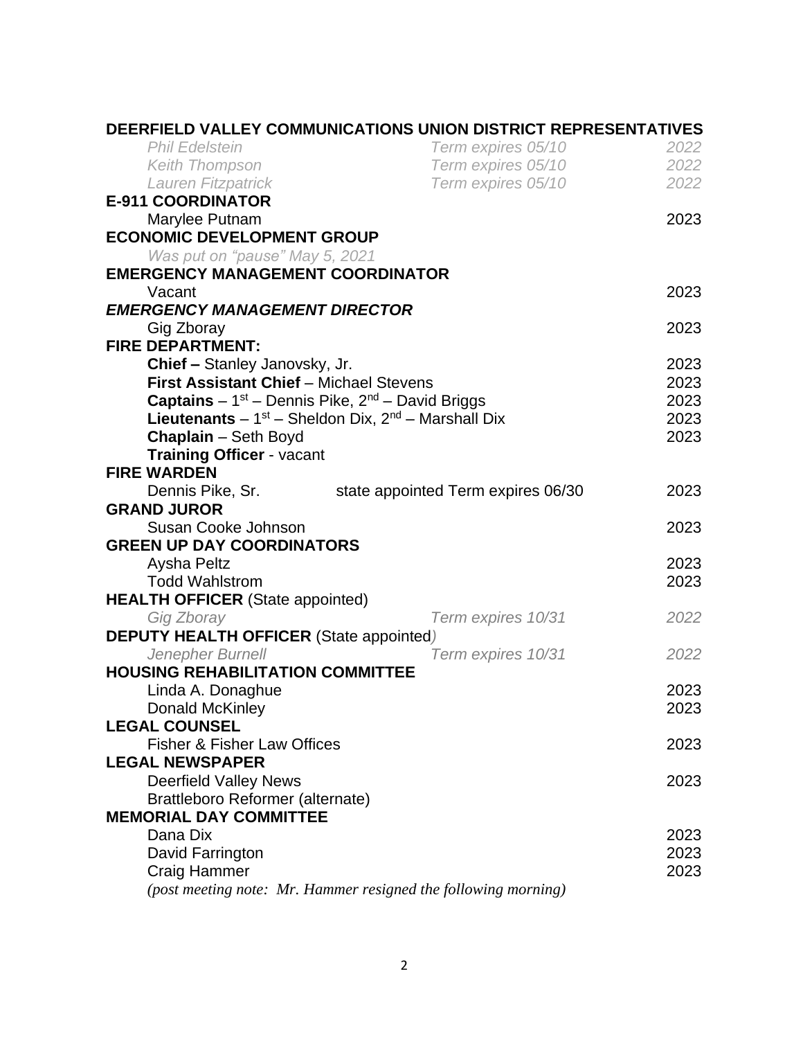**DEERFIELD VALLEY COMMUNICATIONS UNION DISTRICT REPRESENTATIVES**

| | | |
|---|---|---|
| *Phil Edelstein* | *Term expires 05/10* | *2022* |
| *Keith Thompson* | *Term expires 05/10* | *2022* |
| *Lauren Fitzpatrick* | *Term expires 05/10* | *2022* |

**E-911 COORDINATOR**

| | | |
|---|---|---|
| Marylee Putnam | | 2023 |

**ECONOMIC DEVELOPMENT GROUP**

*Was put on "pause" May 5, 2021*

**EMERGENCY MANAGEMENT COORDINATOR**

| | | |
|---|---|---|
| Vacant | | 2023 |

***EMERGENCY MANAGEMENT DIRECTOR***

| | | |
|---|---|---|
| Gig Zboray | | 2023 |

**FIRE DEPARTMENT:**

| | | |
|---|---|---|
| **Chief –** Stanley Janovsky, Jr. | | 2023 |
| **First Assistant Chief** – Michael Stevens | | 2023 |
| **Captains** – 1st – Dennis Pike, 2nd – David Briggs | | 2023 |
| **Lieutenants** – 1st – Sheldon Dix, 2nd – Marshall Dix | | 2023 |
| **Chaplain** – Seth Boyd | | 2023 |
| **Training Officer** - vacant | | |

**FIRE WARDEN**

| | | |
|---|---|---|
| Dennis Pike, Sr. | state appointed Term expires 06/30 | 2023 |

**GRAND JUROR**

| | | |
|---|---|---|
| Susan Cooke Johnson | | 2023 |

**GREEN UP DAY COORDINATORS**

| | | |
|---|---|---|
| Aysha Peltz | | 2023 |
| Todd Wahlstrom | | 2023 |

**HEALTH OFFICER** (State appointed)

| | | |
|---|---|---|
| *Gig Zboray* | *Term expires 10/31* | *2022* |

**DEPUTY HEALTH OFFICER** (State appointed)

| | | |
|---|---|---|
| *Jenepher Burnell* | *Term expires 10/31* | *2022* |

**HOUSING REHABILITATION COMMITTEE**

| | | |
|---|---|---|
| Linda A. Donaghue | | 2023 |
| Donald McKinley | | 2023 |

**LEGAL COUNSEL**

| | | |
|---|---|---|
| Fisher & Fisher Law Offices | | 2023 |

**LEGAL NEWSPAPER**

| | | |
|---|---|---|
| Deerfield Valley News | | 2023 |
| Brattleboro Reformer (alternate) | | |

**MEMORIAL DAY COMMITTEE**

| | | |
|---|---|---|
| Dana Dix | | 2023 |
| David Farrington | | 2023 |
| Craig Hammer | | 2023 |

*(post meeting note: Mr. Hammer resigned the following morning)*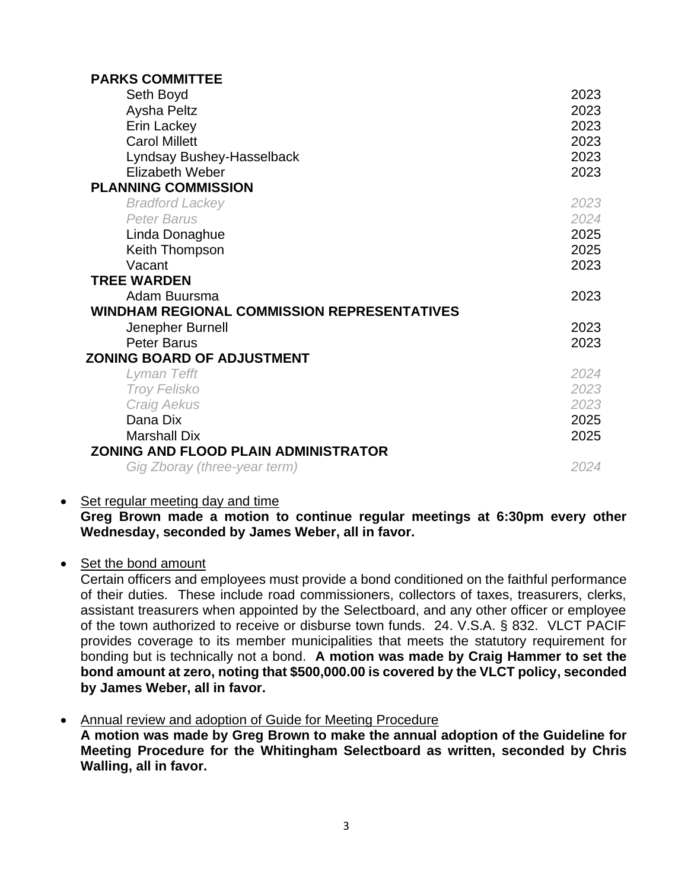**PARKS COMMITTEE**

| | |
|---|---|
| Seth Boyd | 2023 |
| Aysha Peltz | 2023 |
| Erin Lackey | 2023 |
| Carol Millett | 2023 |
| Lyndsay Bushey-Hasselback | 2023 |
| Elizabeth Weber | 2023 |

**PLANNING COMMISSION**

| | |
|---|---|
| *Bradford Lackey* | *2023* |
| *Peter Barus* | *2024* |
| Linda Donaghue | 2025 |
| Keith Thompson | 2025 |
| Vacant | 2023 |

**TREE WARDEN**

| | |
|---|---|
| Adam Buursma | 2023 |

**WINDHAM REGIONAL COMMISSION REPRESENTATIVES**

| | |
|---|---|
| Jenepher Burnell | 2023 |
| Peter Barus | 2023 |

**ZONING BOARD OF ADJUSTMENT**

| | |
|---|---|
| *Lyman Tefft* | *2024* |
| *Troy Felisko* | *2023* |
| *Craig Aekus* | *2023* |
| Dana Dix | 2025 |
| Marshall Dix | 2025 |

**ZONING AND FLOOD PLAIN ADMINISTRATOR**

| | |
|---|---|
| *Gig Zboray (three-year term)* | *2024* |

- Set regular meeting day and time
  **Greg Brown made a motion to continue regular meetings at 6:30pm every other Wednesday, seconded by James Weber, all in favor.**

- Set the bond amount
  Certain officers and employees must provide a bond conditioned on the faithful performance of their duties. These include road commissioners, collectors of taxes, treasurers, clerks, assistant treasurers when appointed by the Selectboard, and any other officer or employee of the town authorized to receive or disburse town funds. 24. V.S.A. § 832. VLCT PACIF provides coverage to its member municipalities that meets the statutory requirement for bonding but is technically not a bond. **A motion was made by Craig Hammer to set the bond amount at zero, noting that $500,000.00 is covered by the VLCT policy, seconded by James Weber, all in favor.**

- Annual review and adoption of Guide for Meeting Procedure
  **A motion was made by Greg Brown to make the annual adoption of the Guideline for Meeting Procedure for the Whitingham Selectboard as written, seconded by Chris Walling, all in favor.**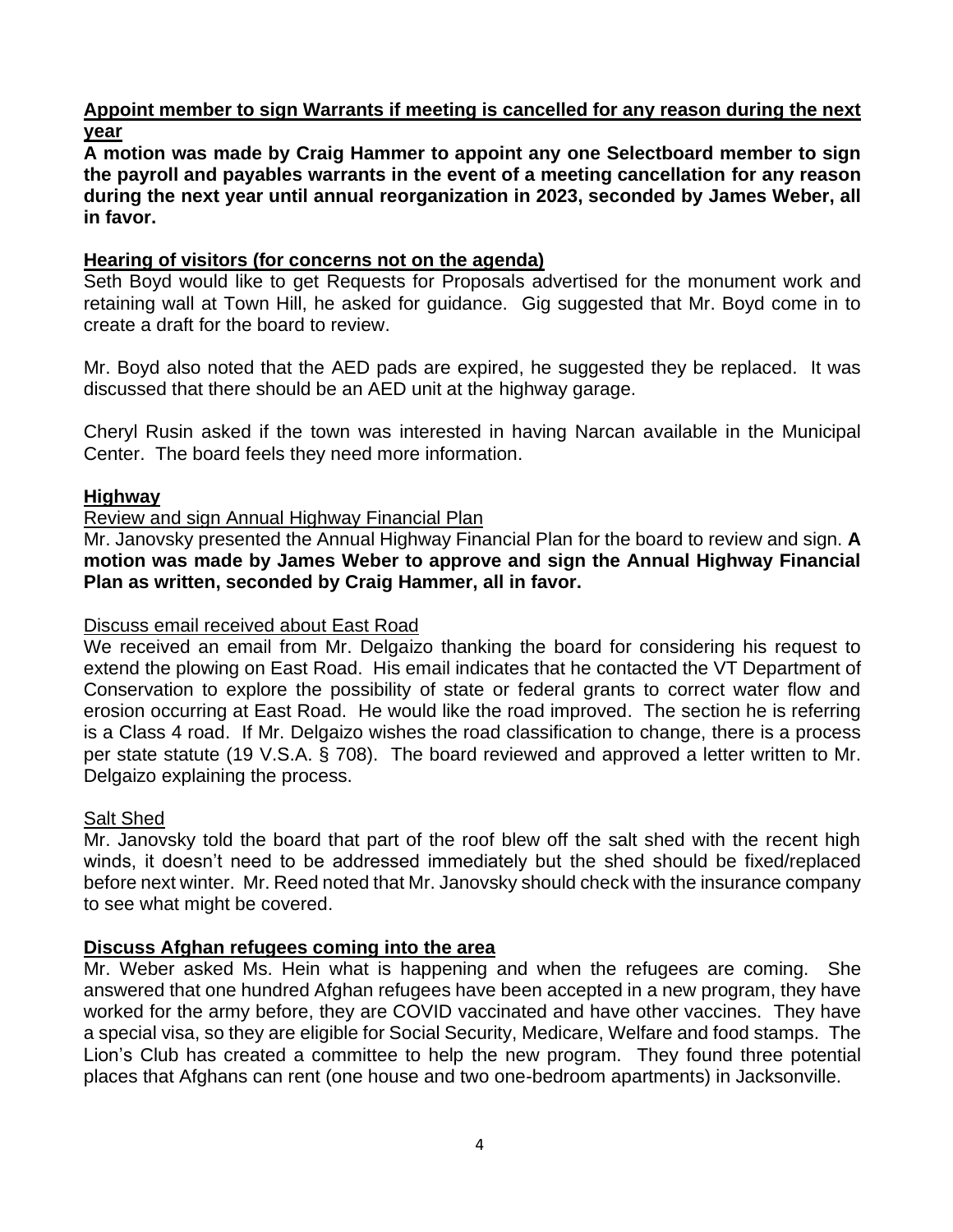**Appoint member to sign Warrants if meeting is cancelled for any reason during the next year**

**A motion was made by Craig Hammer to appoint any one Selectboard member to sign the payroll and payables warrants in the event of a meeting cancellation for any reason during the next year until annual reorganization in 2023, seconded by James Weber, all in favor.**

**Hearing of visitors (for concerns not on the agenda)**

Seth Boyd would like to get Requests for Proposals advertised for the monument work and retaining wall at Town Hill, he asked for guidance. Gig suggested that Mr. Boyd come in to create a draft for the board to review.

Mr. Boyd also noted that the AED pads are expired, he suggested they be replaced. It was discussed that there should be an AED unit at the highway garage.

Cheryl Rusin asked if the town was interested in having Narcan available in the Municipal Center. The board feels they need more information.

**Highway**

Review and sign Annual Highway Financial Plan

Mr. Janovsky presented the Annual Highway Financial Plan for the board to review and sign. **A motion was made by James Weber to approve and sign the Annual Highway Financial Plan as written, seconded by Craig Hammer, all in favor.**

Discuss email received about East Road

We received an email from Mr. Delgaizo thanking the board for considering his request to extend the plowing on East Road. His email indicates that he contacted the VT Department of Conservation to explore the possibility of state or federal grants to correct water flow and erosion occurring at East Road. He would like the road improved. The section he is referring is a Class 4 road. If Mr. Delgaizo wishes the road classification to change, there is a process per state statute (19 V.S.A. § 708). The board reviewed and approved a letter written to Mr. Delgaizo explaining the process.

Salt Shed

Mr. Janovsky told the board that part of the roof blew off the salt shed with the recent high winds, it doesn't need to be addressed immediately but the shed should be fixed/replaced before next winter. Mr. Reed noted that Mr. Janovsky should check with the insurance company to see what might be covered.

**Discuss Afghan refugees coming into the area**

Mr. Weber asked Ms. Hein what is happening and when the refugees are coming. She answered that one hundred Afghan refugees have been accepted in a new program, they have worked for the army before, they are COVID vaccinated and have other vaccines. They have a special visa, so they are eligible for Social Security, Medicare, Welfare and food stamps. The Lion's Club has created a committee to help the new program. They found three potential places that Afghans can rent (one house and two one-bedroom apartments) in Jacksonville.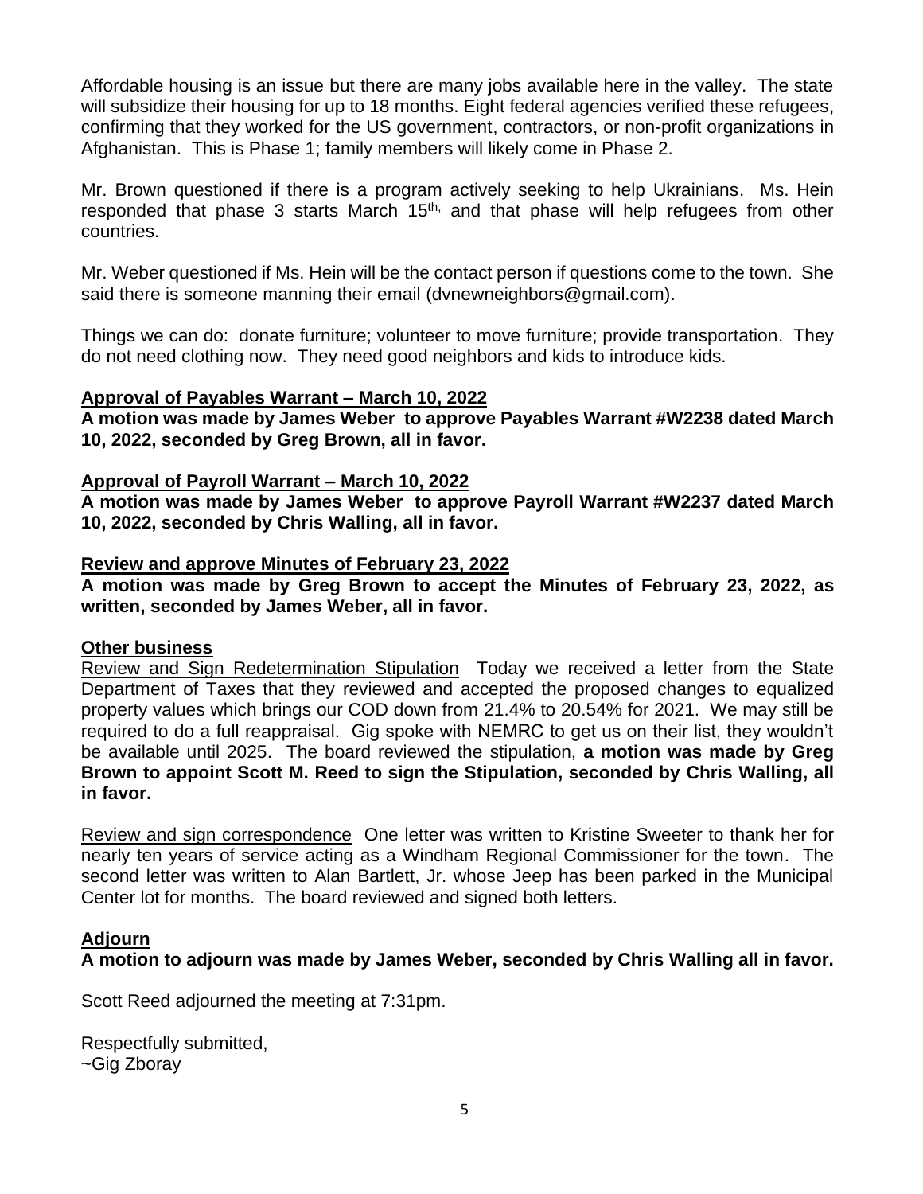Affordable housing is an issue but there are many jobs available here in the valley. The state will subsidize their housing for up to 18 months. Eight federal agencies verified these refugees, confirming that they worked for the US government, contractors, or non-profit organizations in Afghanistan. This is Phase 1; family members will likely come in Phase 2.

Mr. Brown questioned if there is a program actively seeking to help Ukrainians. Ms. Hein responded that phase 3 starts March 15th, and that phase will help refugees from other countries.

Mr. Weber questioned if Ms. Hein will be the contact person if questions come to the town. She said there is someone manning their email (dvnewneighbors@gmail.com).

Things we can do: donate furniture; volunteer to move furniture; provide transportation. They do not need clothing now. They need good neighbors and kids to introduce kids.

**Approval of Payables Warrant – March 10, 2022**

**A motion was made by James Weber to approve Payables Warrant #W2238 dated March 10, 2022, seconded by Greg Brown, all in favor.**

**Approval of Payroll Warrant – March 10, 2022**

**A motion was made by James Weber to approve Payroll Warrant #W2237 dated March 10, 2022, seconded by Chris Walling, all in favor.**

**Review and approve Minutes of February 23, 2022**

**A motion was made by Greg Brown to accept the Minutes of February 23, 2022, as written, seconded by James Weber, all in favor.**

**Other business**

Review and Sign Redetermination Stipulation Today we received a letter from the State Department of Taxes that they reviewed and accepted the proposed changes to equalized property values which brings our COD down from 21.4% to 20.54% for 2021. We may still be required to do a full reappraisal. Gig spoke with NEMRC to get us on their list, they wouldn't be available until 2025. The board reviewed the stipulation, **a motion was made by Greg Brown to appoint Scott M. Reed to sign the Stipulation, seconded by Chris Walling, all in favor.**

Review and sign correspondence One letter was written to Kristine Sweeter to thank her for nearly ten years of service acting as a Windham Regional Commissioner for the town. The second letter was written to Alan Bartlett, Jr. whose Jeep has been parked in the Municipal Center lot for months. The board reviewed and signed both letters.

**Adjourn**

**A motion to adjourn was made by James Weber, seconded by Chris Walling all in favor.**

Scott Reed adjourned the meeting at 7:31pm.

Respectfully submitted,
~Gig Zboray